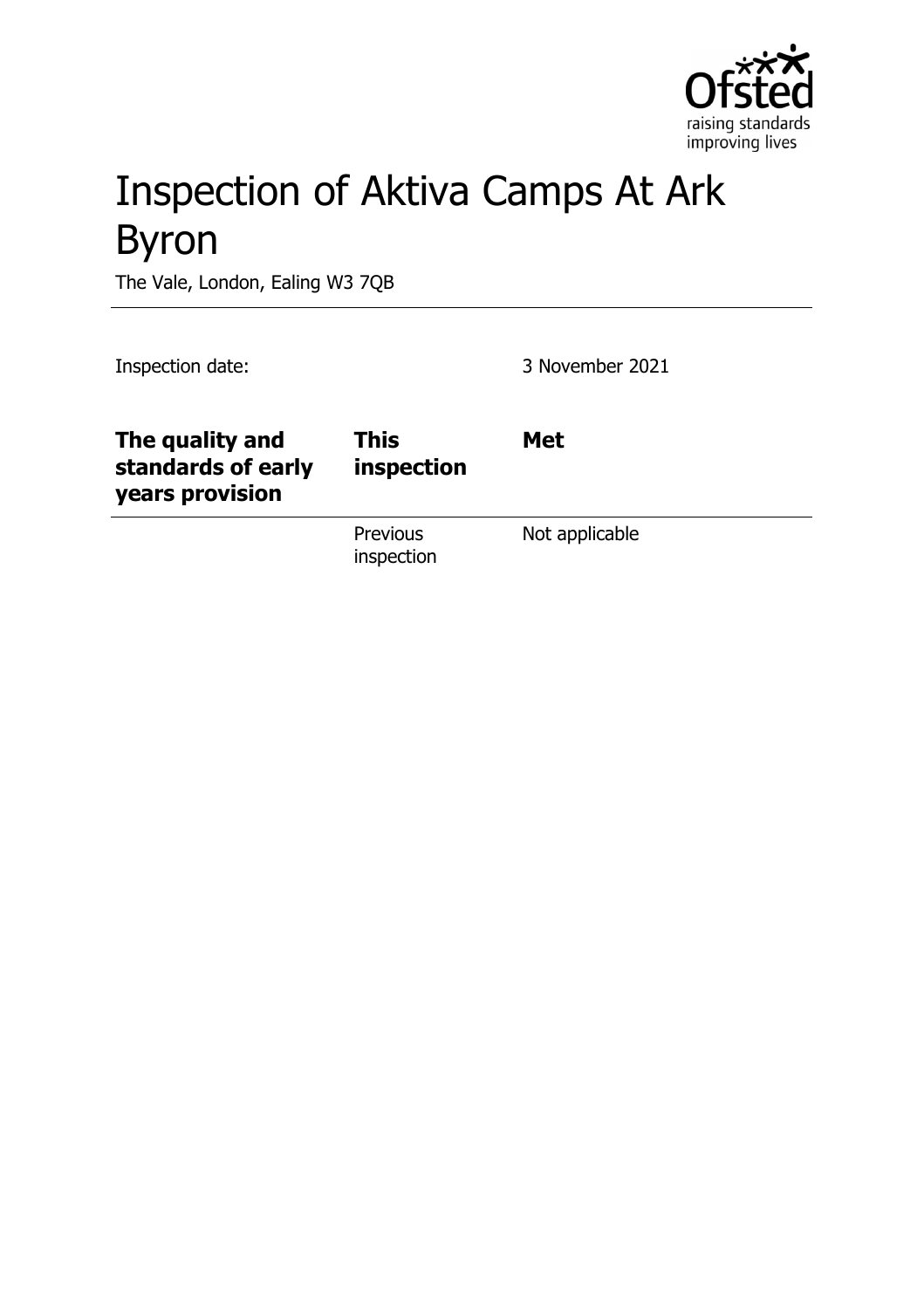# Inspection of Aktiva Camps At Ark Byron

The Vale, London, Ealing W3 7QB

Inspection date: 3 November 2021

| **The quality and standards of early years provision** | **This inspection** | **Met** |
|---|---|---|
| | Previous inspection | Not applicable |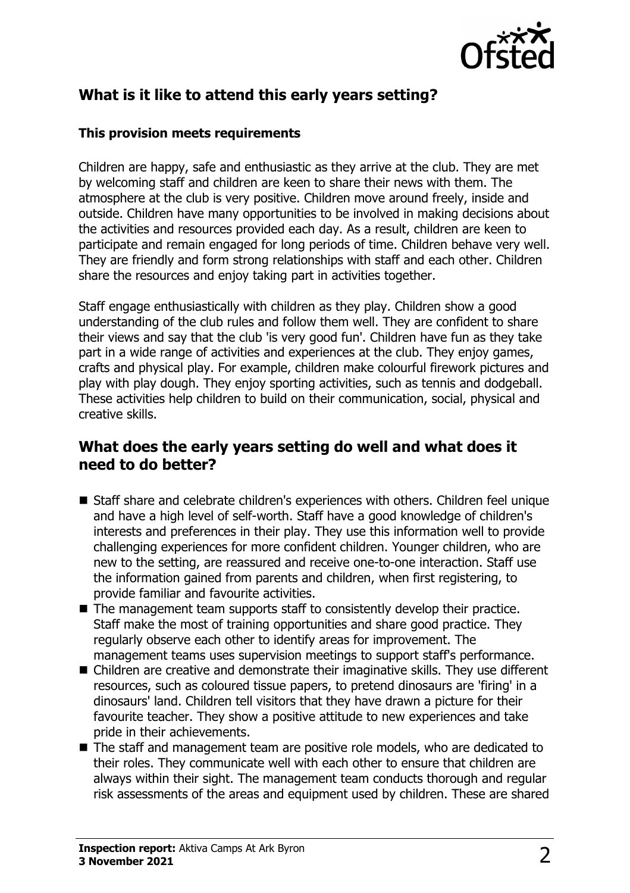## What is it like to attend this early years setting?

### This provision meets requirements

Children are happy, safe and enthusiastic as they arrive at the club. They are met by welcoming staff and children are keen to share their news with them. The atmosphere at the club is very positive. Children move around freely, inside and outside. Children have many opportunities to be involved in making decisions about the activities and resources provided each day. As a result, children are keen to participate and remain engaged for long periods of time. Children behave very well. They are friendly and form strong relationships with staff and each other. Children share the resources and enjoy taking part in activities together.

Staff engage enthusiastically with children as they play. Children show a good understanding of the club rules and follow them well. They are confident to share their views and say that the club 'is very good fun'. Children have fun as they take part in a wide range of activities and experiences at the club. They enjoy games, crafts and physical play. For example, children make colourful firework pictures and play with play dough. They enjoy sporting activities, such as tennis and dodgeball. These activities help children to build on their communication, social, physical and creative skills.

## What does the early years setting do well and what does it need to do better?

- Staff share and celebrate children's experiences with others. Children feel unique and have a high level of self-worth. Staff have a good knowledge of children's interests and preferences in their play. They use this information well to provide challenging experiences for more confident children. Younger children, who are new to the setting, are reassured and receive one-to-one interaction. Staff use the information gained from parents and children, when first registering, to provide familiar and favourite activities.
- The management team supports staff to consistently develop their practice. Staff make the most of training opportunities and share good practice. They regularly observe each other to identify areas for improvement. The management teams uses supervision meetings to support staff's performance.
- Children are creative and demonstrate their imaginative skills. They use different resources, such as coloured tissue papers, to pretend dinosaurs are 'firing' in a dinosaurs' land. Children tell visitors that they have drawn a picture for their favourite teacher. They show a positive attitude to new experiences and take pride in their achievements.
- The staff and management team are positive role models, who are dedicated to their roles. They communicate well with each other to ensure that children are always within their sight. The management team conducts thorough and regular risk assessments of the areas and equipment used by children. These are shared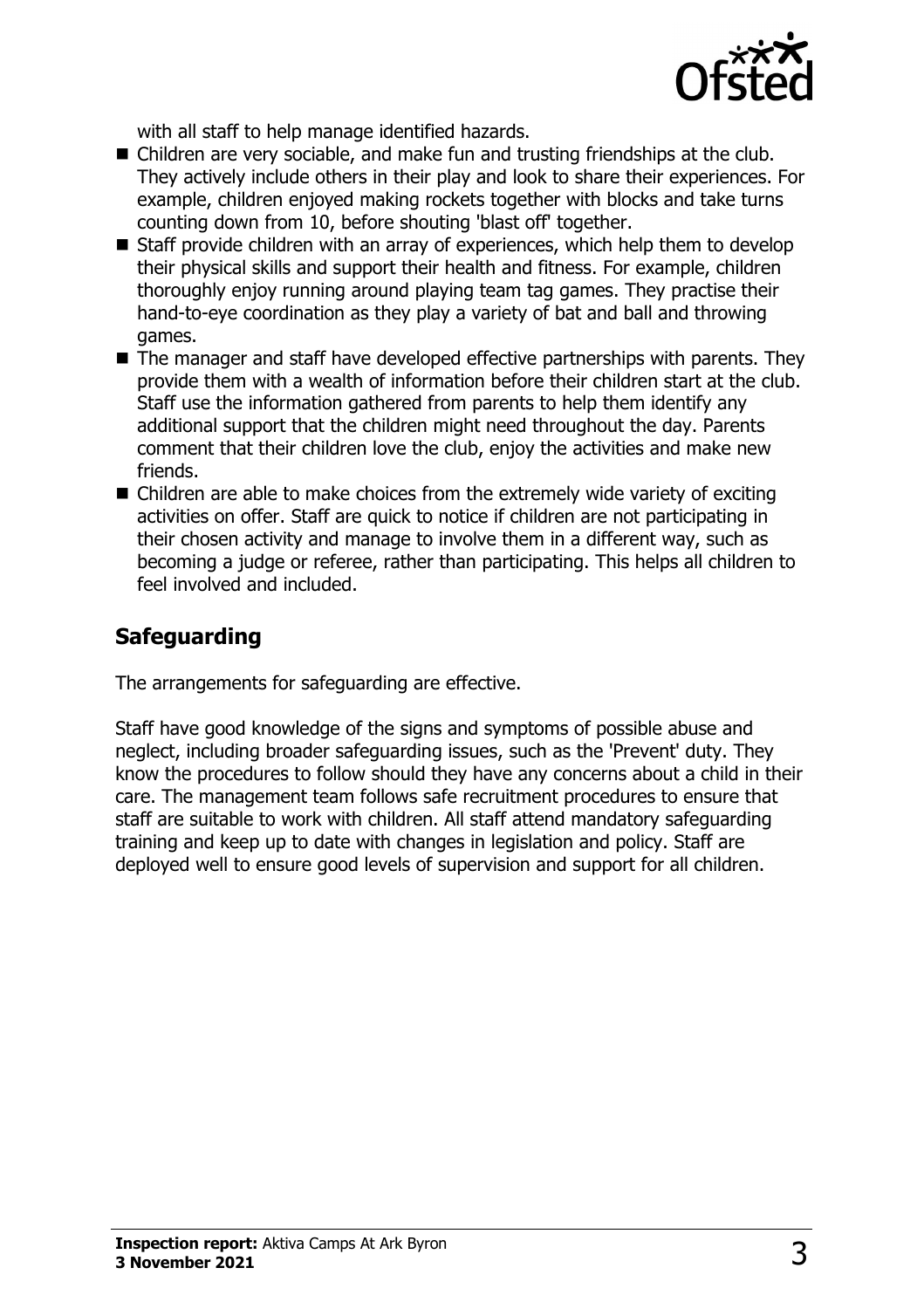with all staff to help manage identified hazards.

- Children are very sociable, and make fun and trusting friendships at the club. They actively include others in their play and look to share their experiences. For example, children enjoyed making rockets together with blocks and take turns counting down from 10, before shouting 'blast off' together.
- Staff provide children with an array of experiences, which help them to develop their physical skills and support their health and fitness. For example, children thoroughly enjoy running around playing team tag games. They practise their hand-to-eye coordination as they play a variety of bat and ball and throwing games.
- The manager and staff have developed effective partnerships with parents. They provide them with a wealth of information before their children start at the club. Staff use the information gathered from parents to help them identify any additional support that the children might need throughout the day. Parents comment that their children love the club, enjoy the activities and make new friends.
- Children are able to make choices from the extremely wide variety of exciting activities on offer. Staff are quick to notice if children are not participating in their chosen activity and manage to involve them in a different way, such as becoming a judge or referee, rather than participating. This helps all children to feel involved and included.

## Safeguarding

The arrangements for safeguarding are effective.

Staff have good knowledge of the signs and symptoms of possible abuse and neglect, including broader safeguarding issues, such as the 'Prevent' duty. They know the procedures to follow should they have any concerns about a child in their care. The management team follows safe recruitment procedures to ensure that staff are suitable to work with children. All staff attend mandatory safeguarding training and keep up to date with changes in legislation and policy. Staff are deployed well to ensure good levels of supervision and support for all children.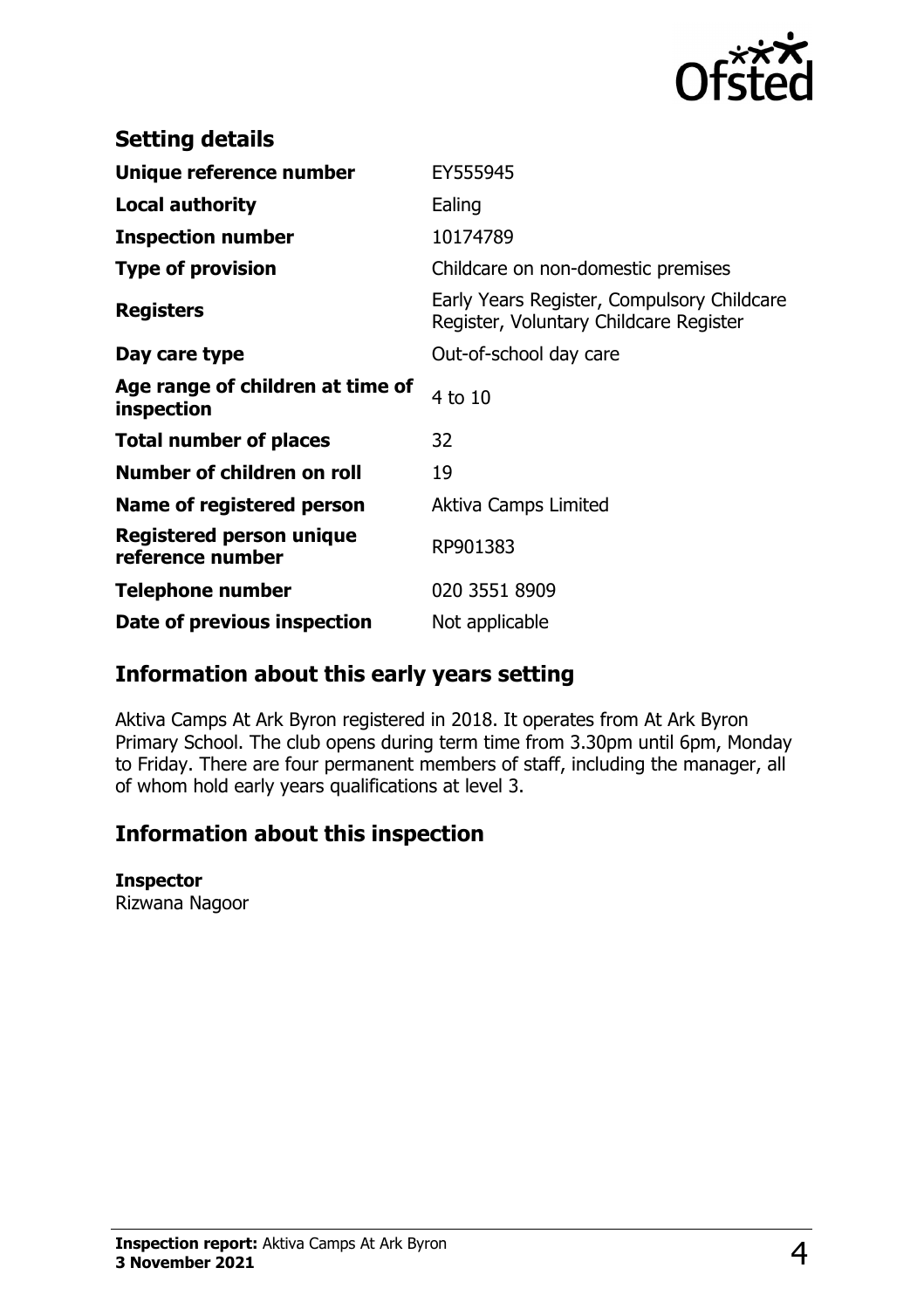## Setting details

| | |
|---|---|
| **Unique reference number** | EY555945 |
| **Local authority** | Ealing |
| **Inspection number** | 10174789 |
| **Type of provision** | Childcare on non-domestic premises |
| **Registers** | Early Years Register, Compulsory Childcare Register, Voluntary Childcare Register |
| **Day care type** | Out-of-school day care |
| **Age range of children at time of inspection** | 4 to 10 |
| **Total number of places** | 32 |
| **Number of children on roll** | 19 |
| **Name of registered person** | Aktiva Camps Limited |
| **Registered person unique reference number** | RP901383 |
| **Telephone number** | 020 3551 8909 |
| **Date of previous inspection** | Not applicable |

## Information about this early years setting

Aktiva Camps At Ark Byron registered in 2018. It operates from At Ark Byron Primary School. The club opens during term time from 3.30pm until 6pm, Monday to Friday. There are four permanent members of staff, including the manager, all of whom hold early years qualifications at level 3.

## Information about this inspection

**Inspector**
Rizwana Nagoor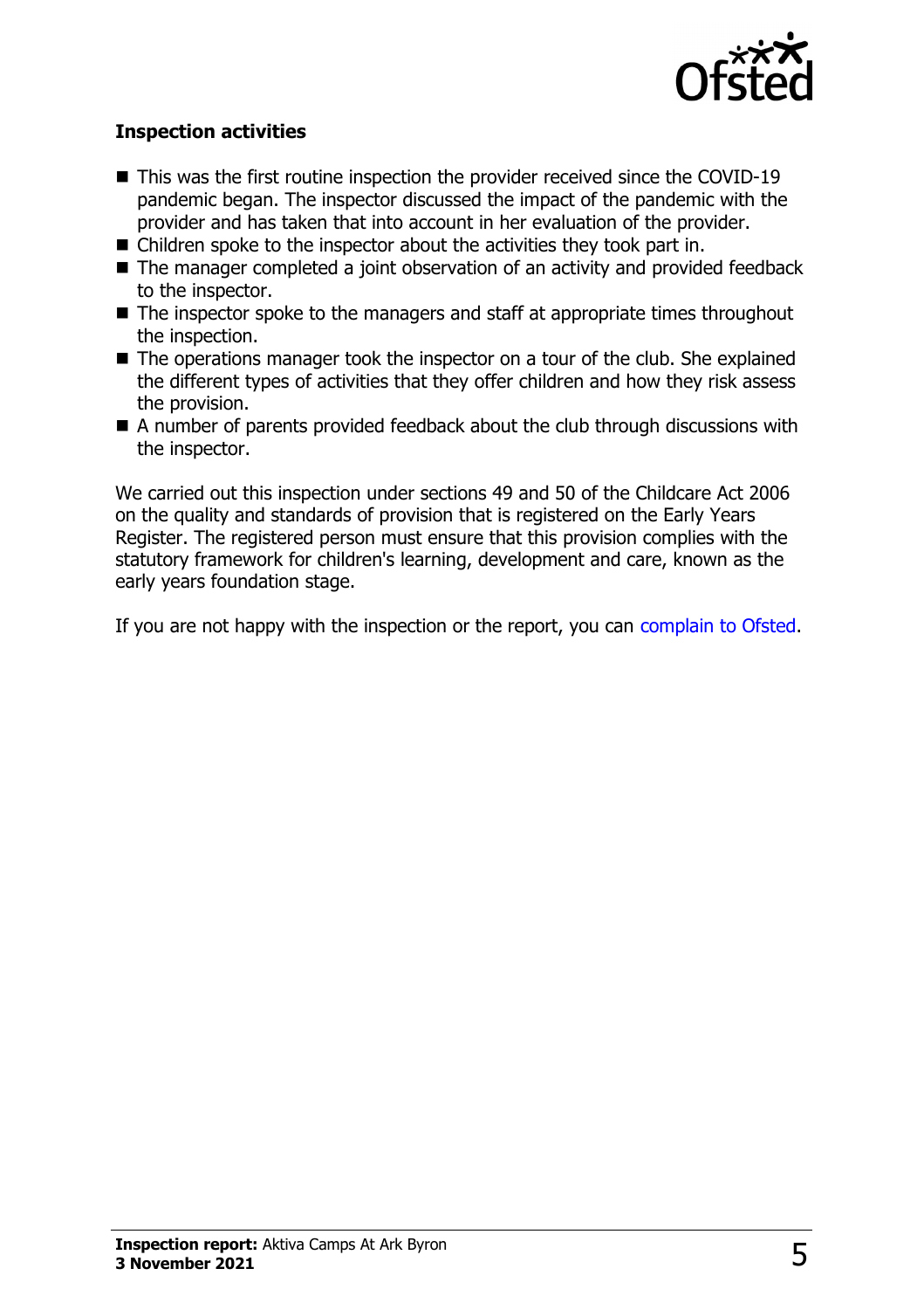**Inspection activities**

- This was the first routine inspection the provider received since the COVID-19 pandemic began. The inspector discussed the impact of the pandemic with the provider and has taken that into account in her evaluation of the provider.
- Children spoke to the inspector about the activities they took part in.
- The manager completed a joint observation of an activity and provided feedback to the inspector.
- The inspector spoke to the managers and staff at appropriate times throughout the inspection.
- The operations manager took the inspector on a tour of the club. She explained the different types of activities that they offer children and how they risk assess the provision.
- A number of parents provided feedback about the club through discussions with the inspector.

We carried out this inspection under sections 49 and 50 of the Childcare Act 2006 on the quality and standards of provision that is registered on the Early Years Register. The registered person must ensure that this provision complies with the statutory framework for children's learning, development and care, known as the early years foundation stage.

If you are not happy with the inspection or the report, you can complain to Ofsted.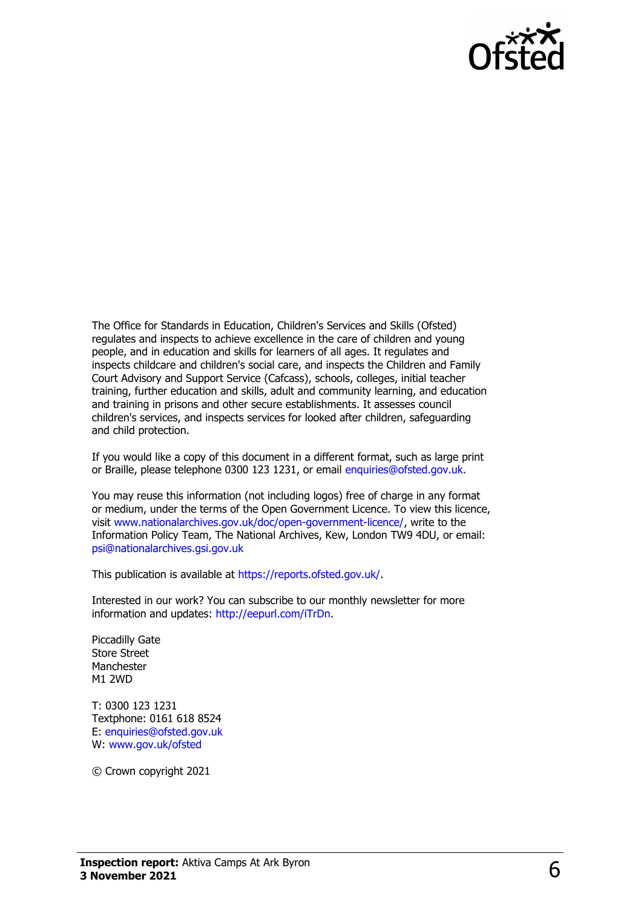The Office for Standards in Education, Children's Services and Skills (Ofsted) regulates and inspects to achieve excellence in the care of children and young people, and in education and skills for learners of all ages. It regulates and inspects childcare and children's social care, and inspects the Children and Family Court Advisory and Support Service (Cafcass), schools, colleges, initial teacher training, further education and skills, adult and community learning, and education and training in prisons and other secure establishments. It assesses council children's services, and inspects services for looked after children, safeguarding and child protection.

If you would like a copy of this document in a different format, such as large print or Braille, please telephone 0300 123 1231, or email enquiries@ofsted.gov.uk.

You may reuse this information (not including logos) free of charge in any format or medium, under the terms of the Open Government Licence. To view this licence, visit www.nationalarchives.gov.uk/doc/open-government-licence/, write to the Information Policy Team, The National Archives, Kew, London TW9 4DU, or email: psi@nationalarchives.gsi.gov.uk

This publication is available at https://reports.ofsted.gov.uk/.

Interested in our work? You can subscribe to our monthly newsletter for more information and updates: http://eepurl.com/iTrDn.

Piccadilly Gate
Store Street
Manchester
M1 2WD

T: 0300 123 1231
Textphone: 0161 618 8524
E: enquiries@ofsted.gov.uk
W: www.gov.uk/ofsted

© Crown copyright 2021